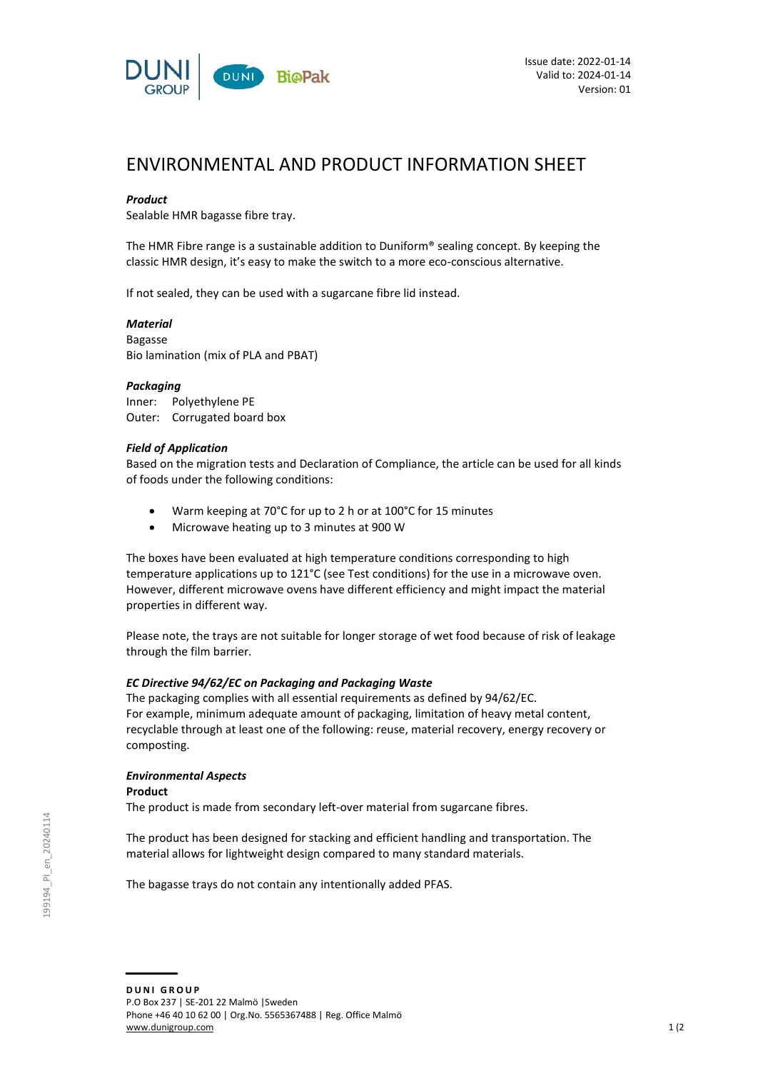Issue date: 2022-01-14
Valid to: 2024-01-14
Version: 01

# ENVIRONMENTAL AND PRODUCT INFORMATION SHEET

***Product***
Sealable HMR bagasse fibre tray.

The HMR Fibre range is a sustainable addition to Duniform® sealing concept. By keeping the classic HMR design, it's easy to make the switch to a more eco-conscious alternative.

If not sealed, they can be used with a sugarcane fibre lid instead.

***Material***
Bagasse
Bio lamination (mix of PLA and PBAT)

***Packaging***
Inner: Polyethylene PE
Outer: Corrugated board box

***Field of Application***
Based on the migration tests and Declaration of Compliance, the article can be used for all kinds of foods under the following conditions:

- Warm keeping at 70°C for up to 2 h or at 100°C for 15 minutes
- Microwave heating up to 3 minutes at 900 W

The boxes have been evaluated at high temperature conditions corresponding to high temperature applications up to 121°C (see Test conditions) for the use in a microwave oven. However, different microwave ovens have different efficiency and might impact the material properties in different way.

Please note, the trays are not suitable for longer storage of wet food because of risk of leakage through the film barrier.

***EC Directive 94/62/EC on Packaging and Packaging Waste***
The packaging complies with all essential requirements as defined by 94/62/EC.
For example, minimum adequate amount of packaging, limitation of heavy metal content, recyclable through at least one of the following: reuse, material recovery, energy recovery or composting.

***Environmental Aspects***
**Product**
The product is made from secondary left-over material from sugarcane fibres.

The product has been designed for stacking and efficient handling and transportation. The material allows for lightweight design compared to many standard materials.

The bagasse trays do not contain any intentionally added PFAS.

199194_PI_en_20240114

**DUNI GROUP**
P.O Box 237 | SE-201 22 Malmö |Sweden
Phone +46 40 10 62 00 | Org.No. 5565367488 | Reg. Office Malmö
www.dunigroup.com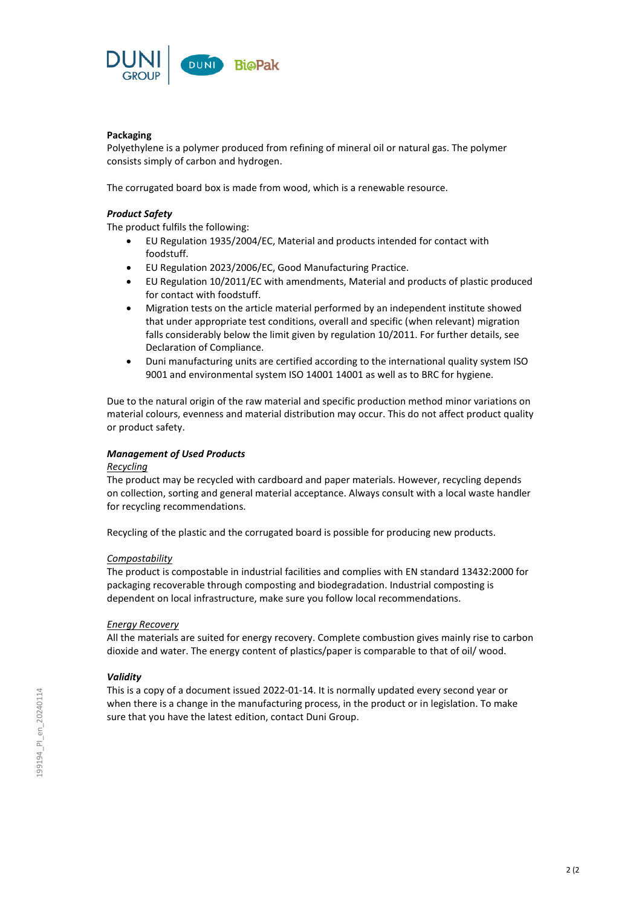**Packaging**

Polyethylene is a polymer produced from refining of mineral oil or natural gas. The polymer consists simply of carbon and hydrogen.

The corrugated board box is made from wood, which is a renewable resource.

***Product Safety***

The product fulfils the following:

- EU Regulation 1935/2004/EC, Material and products intended for contact with foodstuff.
- EU Regulation 2023/2006/EC, Good Manufacturing Practice.
- EU Regulation 10/2011/EC with amendments, Material and products of plastic produced for contact with foodstuff.
- Migration tests on the article material performed by an independent institute showed that under appropriate test conditions, overall and specific (when relevant) migration falls considerably below the limit given by regulation 10/2011. For further details, see Declaration of Compliance.
- Duni manufacturing units are certified according to the international quality system ISO 9001 and environmental system ISO 14001 14001 as well as to BRC for hygiene.

Due to the natural origin of the raw material and specific production method minor variations on material colours, evenness and material distribution may occur. This do not affect product quality or product safety.

***Management of Used Products***

*Recycling*

The product may be recycled with cardboard and paper materials. However, recycling depends on collection, sorting and general material acceptance. Always consult with a local waste handler for recycling recommendations.

Recycling of the plastic and the corrugated board is possible for producing new products.

*Compostability*

The product is compostable in industrial facilities and complies with EN standard 13432:2000 for packaging recoverable through composting and biodegradation. Industrial composting is dependent on local infrastructure, make sure you follow local recommendations.

*Energy Recovery*

All the materials are suited for energy recovery. Complete combustion gives mainly rise to carbon dioxide and water. The energy content of plastics/paper is comparable to that of oil/ wood.

***Validity***

This is a copy of a document issued 2022-01-14. It is normally updated every second year or when there is a change in the manufacturing process, in the product or in legislation. To make sure that you have the latest edition, contact Duni Group.

199194_PI_en_20240114